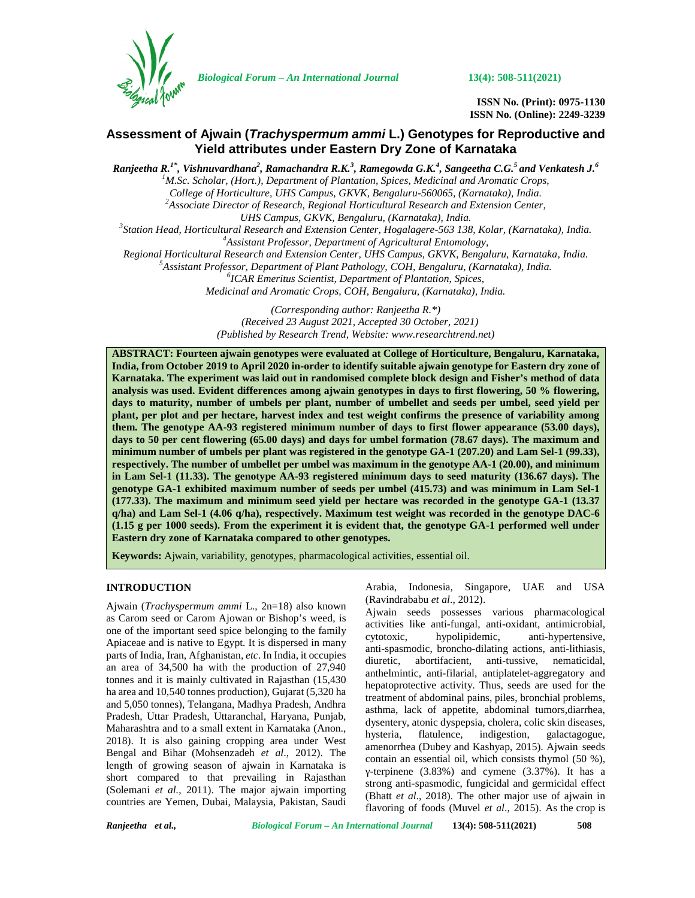# Assessment of Ajwain (*Trachyspermum ammi* L.) Genotypes for Reproductive and Yield attributes under Eastern Dry Zone of Karnataka

***Ranjeetha R.[1*], Vishnuvardhana[2], Ramachandra R.K.[3], Ramegowda G.K.[4], Sangeetha C.G.[5] and Venkatesh J.[6]***

*[1]M.Sc. Scholar, (Hort.), Department of Plantation, Spices, Medicinal and Aromatic Crops, College of Horticulture, UHS Campus, GKVK, Bengaluru-560065, (Karnataka), India.*
*[2]Associate Director of Research, Regional Horticultural Research and Extension Center, UHS Campus, GKVK, Bengaluru, (Karnataka), India.*
*[3]Station Head, Horticultural Research and Extension Center, Hogalagere-563 138, Kolar, (Karnataka), India.*
*[4]Assistant Professor, Department of Agricultural Entomology, Regional Horticultural Research and Extension Center, UHS Campus, GKVK, Bengaluru, Karnataka, India.*
*[5]Assistant Professor, Department of Plant Pathology, COH, Bengaluru, (Karnataka), India.*
*[6]ICAR Emeritus Scientist, Department of Plantation, Spices, Medicinal and Aromatic Crops, COH, Bengaluru, (Karnataka), India.*

*(Corresponding author: Ranjeetha R.\*)*
*(Received 23 August 2021, Accepted 30 October, 2021)*
*(Published by Research Trend, Website: www.researchtrend.net)*

**ABSTRACT: Fourteen ajwain genotypes were evaluated at College of Horticulture, Bengaluru, Karnataka, India, from October 2019 to April 2020 in-order to identify suitable ajwain genotype for Eastern dry zone of Karnataka. The experiment was laid out in randomised complete block design and Fisher's method of data analysis was used. Evident differences among ajwain genotypes in days to first flowering, 50 % flowering, days to maturity, number of umbels per plant, number of umbellet and seeds per umbel, seed yield per plant, per plot and per hectare, harvest index and test weight confirms the presence of variability among them. The genotype AA-93 registered minimum number of days to first flower appearance (53.00 days), days to 50 per cent flowering (65.00 days) and days for umbel formation (78.67 days). The maximum and minimum number of umbels per plant was registered in the genotype GA-1 (207.20) and Lam Sel-1 (99.33), respectively. The number of umbellet per umbel was maximum in the genotype AA-1 (20.00), and minimum in Lam Sel-1 (11.33). The genotype AA-93 registered minimum days to seed maturity (136.67 days). The genotype GA-1 exhibited maximum number of seeds per umbel (415.73) and was minimum in Lam Sel-1 (177.33). The maximum and minimum seed yield per hectare was recorded in the genotype GA-1 (13.37 q/ha) and Lam Sel-1 (4.06 q/ha), respectively. Maximum test weight was recorded in the genotype DAC-6 (1.15 g per 1000 seeds). From the experiment it is evident that, the genotype GA-1 performed well under Eastern dry zone of Karnataka compared to other genotypes.**

**Keywords:** Ajwain, variability, genotypes, pharmacological activities, essential oil.

## INTRODUCTION

Ajwain (*Trachyspermum ammi* L., 2n=18) also known as Carom seed or Carom Ajowan or Bishop's weed, is one of the important seed spice belonging to the family Apiaceae and is native to Egypt. It is dispersed in many parts of India, Iran, Afghanistan, *etc*. In India, it occupies an area of 34,500 ha with the production of 27,940 tonnes and it is mainly cultivated in Rajasthan (15,430 ha area and 10,540 tonnes production), Gujarat (5,320 ha and 5,050 tonnes), Telangana, Madhya Pradesh, Andhra Pradesh, Uttar Pradesh, Uttaranchal, Haryana, Punjab, Maharashtra and to a small extent in Karnataka (Anon., 2018). It is also gaining cropping area under West Bengal and Bihar (Mohsenzadeh *et al*., 2012). The length of growing season of ajwain in Karnataka is short compared to that prevailing in Rajasthan (Solemani *et al.*, 2011). The major ajwain importing countries are Yemen, Dubai, Malaysia, Pakistan, Saudi Arabia, Indonesia, Singapore, UAE and USA (Ravindrababu *et al*., 2012).

Ajwain seeds possesses various pharmacological activities like anti-fungal, anti-oxidant, antimicrobial, cytotoxic, hypolipidemic, anti-hypertensive, anti-spasmodic, broncho-dilating actions, anti-lithiasis, diuretic, abortifacient, anti-tussive, nematicidal, anthelmintic, anti-filarial, antiplatelet-aggregatory and hepatoprotective activity. Thus, seeds are used for the treatment of abdominal pains, piles, bronchial problems, asthma, lack of appetite, abdominal tumors,diarrhea, dysentery, atonic dyspepsia, cholera, colic skin diseases, hysteria, flatulence, indigestion, galactagogue, amenorrhea (Dubey and Kashyap, 2015). Ajwain seeds contain an essential oil, which consists thymol (50 %), γ-terpinene (3.83%) and cymene (3.37%). It has a strong anti-spasmodic, fungicidal and germicidal effect (Bhatt *et al*., 2018). The other major use of ajwain in flavoring of foods (Muvel *et al*., 2015). As the crop is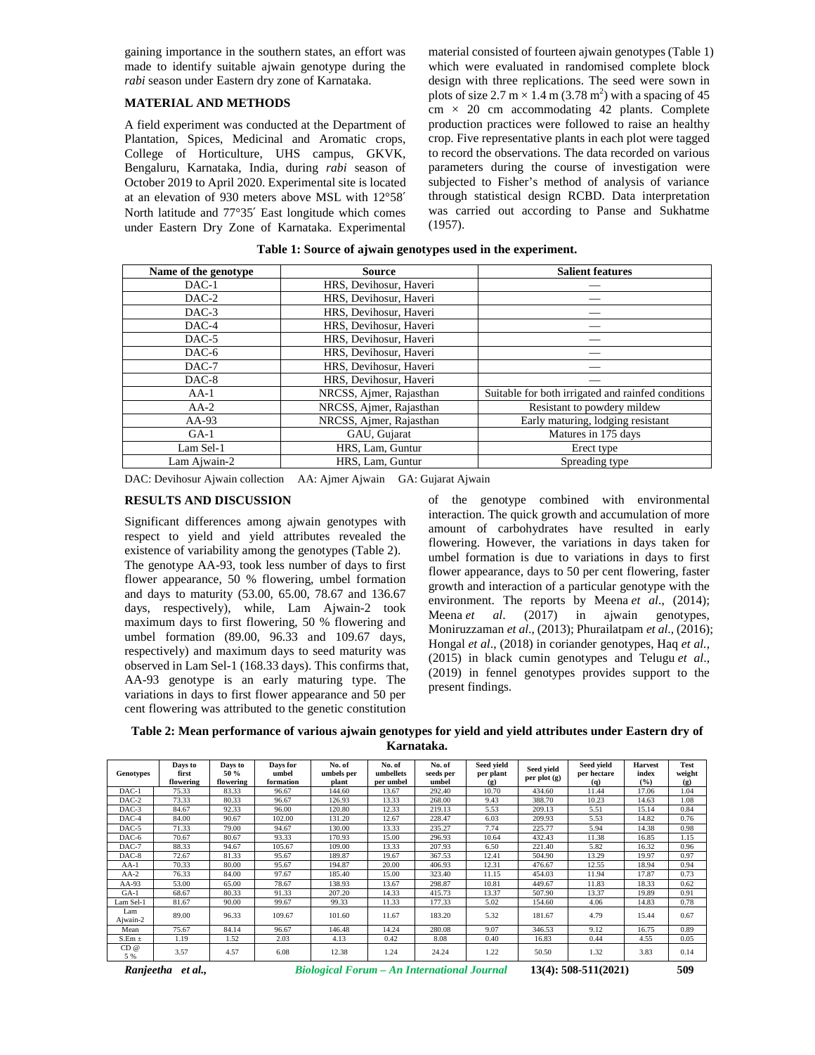gaining importance in the southern states, an effort was made to identify suitable ajwain genotype during the *rabi* season under Eastern dry zone of Karnataka.

## MATERIAL AND METHODS

A field experiment was conducted at the Department of Plantation, Spices, Medicinal and Aromatic crops, College of Horticulture, UHS campus, GKVK, Bengaluru, Karnataka, India, during *rabi* season of October 2019 to April 2020. Experimental site is located at an elevation of 930 meters above MSL with 12°58′ North latitude and 77°35′ East longitude which comes under Eastern Dry Zone of Karnataka. Experimental material consisted of fourteen ajwain genotypes (Table 1) which were evaluated in randomised complete block design with three replications. The seed were sown in plots of size 2.7 m × 1.4 m (3.78 $m^2$) with a spacing of 45 cm × 20 cm accommodating 42 plants. Complete production practices were followed to raise an healthy crop. Five representative plants in each plot were tagged to record the observations. The data recorded on various parameters during the course of investigation were subjected to Fisher's method of analysis of variance through statistical design RCBD. Data interpretation was carried out according to Panse and Sukhatme (1957).

**Table 1: Source of ajwain genotypes used in the experiment.**

| Name of the genotype | Source | Salient features |
|---|---|---|
| DAC-1 | HRS, Devihosur, Haveri | — |
| DAC-2 | HRS, Devihosur, Haveri | — |
| DAC-3 | HRS, Devihosur, Haveri | — |
| DAC-4 | HRS, Devihosur, Haveri | — |
| DAC-5 | HRS, Devihosur, Haveri | — |
| DAC-6 | HRS, Devihosur, Haveri | — |
| DAC-7 | HRS, Devihosur, Haveri | — |
| DAC-8 | HRS, Devihosur, Haveri | — |
| AA-1 | NRCSS, Ajmer, Rajasthan | Suitable for both irrigated and rainfed conditions |
| AA-2 | NRCSS, Ajmer, Rajasthan | Resistant to powdery mildew |
| AA-93 | NRCSS, Ajmer, Rajasthan | Early maturing, lodging resistant |
| GA-1 | GAU, Gujarat | Matures in 175 days |
| Lam Sel-1 | HRS, Lam, Guntur | Erect type |
| Lam Ajwain-2 | HRS, Lam, Guntur | Spreading type |

DAC: Devihosur Ajwain collection AA: Ajmer Ajwain GA: Gujarat Ajwain

## RESULTS AND DISCUSSION

Significant differences among ajwain genotypes with respect to yield and yield attributes revealed the existence of variability among the genotypes (Table 2).

The genotype AA-93, took less number of days to first flower appearance, 50 % flowering, umbel formation and days to maturity (53.00, 65.00, 78.67 and 136.67 days, respectively), while, Lam Ajwain-2 took maximum days to first flowering, 50 % flowering and umbel formation (89.00, 96.33 and 109.67 days, respectively) and maximum days to seed maturity was observed in Lam Sel-1 (168.33 days). This confirms that, AA-93 genotype is an early maturing type. The variations in days to first flower appearance and 50 per cent flowering was attributed to the genetic constitution of the genotype combined with environmental interaction. The quick growth and accumulation of more amount of carbohydrates have resulted in early flowering. However, the variations in days taken for umbel formation is due to variations in days to first flower appearance, days to 50 per cent flowering, faster growth and interaction of a particular genotype with the environment. The reports by Meena *et al.,* (2014); Meena *et al.* (2017) in ajwain genotypes, Moniruzzaman *et al.*, (2013); Phurailatpam *et al*., (2016); Hongal *et al*., (2018) in coriander genotypes, Haq *et al.,* (2015) in black cumin genotypes and Telugu *et al*., (2019) in fennel genotypes provides support to the present findings.

**Table 2: Mean performance of various ajwain genotypes for yield and yield attributes under Eastern dry of Karnataka.**

| Genotypes | Days to first flowering | Days to 50 % flowering | Days for umbel formation | No. of umbels per plant | No. of umbellets per umbel | No. of seeds per umbel | Seed yield per plant (g) | Seed yield per plot (g) | Seed yield per hectare (q) | Harvest index (%) | Test weight (g) |
|---|---|---|---|---|---|---|---|---|---|---|---|
| DAC-1 | 75.33 | 83.33 | 96.67 | 144.60 | 13.67 | 292.40 | 10.70 | 434.60 | 11.44 | 17.06 | 1.04 |
| DAC-2 | 73.33 | 80.33 | 96.67 | 126.93 | 13.33 | 268.00 | 9.43 | 388.70 | 10.23 | 14.63 | 1.08 |
| DAC-3 | 84.67 | 92.33 | 96.00 | 120.80 | 12.33 | 219.13 | 5.53 | 209.13 | 5.51 | 15.14 | 0.84 |
| DAC-4 | 84.00 | 90.67 | 102.00 | 131.20 | 12.67 | 228.47 | 6.03 | 209.93 | 5.53 | 14.82 | 0.76 |
| DAC-5 | 71.33 | 79.00 | 94.67 | 130.00 | 13.33 | 235.27 | 7.74 | 225.77 | 5.94 | 14.38 | 0.98 |
| DAC-6 | 70.67 | 80.67 | 93.33 | 170.93 | 15.00 | 296.93 | 10.64 | 432.43 | 11.38 | 16.85 | 1.15 |
| DAC-7 | 88.33 | 94.67 | 105.67 | 109.00 | 13.33 | 207.93 | 6.50 | 221.40 | 5.82 | 16.32 | 0.96 |
| DAC-8 | 72.67 | 81.33 | 95.67 | 189.87 | 19.67 | 367.53 | 12.41 | 504.90 | 13.29 | 19.97 | 0.97 |
| AA-1 | 70.33 | 80.00 | 95.67 | 194.87 | 20.00 | 406.93 | 12.31 | 476.67 | 12.55 | 18.94 | 0.94 |
| AA-2 | 76.33 | 84.00 | 97.67 | 185.40 | 15.00 | 323.40 | 11.15 | 454.03 | 11.94 | 17.87 | 0.73 |
| AA-93 | 53.00 | 65.00 | 78.67 | 138.93 | 13.67 | 298.87 | 10.81 | 449.67 | 11.83 | 18.33 | 0.62 |
| GA-1 | 68.67 | 80.33 | 91.33 | 207.20 | 14.33 | 415.73 | 13.37 | 507.90 | 13.37 | 19.89 | 0.91 |
| Lam Sel-1 | 81.67 | 90.00 | 99.67 | 99.33 | 11.33 | 177.33 | 5.02 | 154.60 | 4.06 | 14.83 | 0.78 |
| Lam Ajwain-2 | 89.00 | 96.33 | 109.67 | 101.60 | 11.67 | 183.20 | 5.32 | 181.67 | 4.79 | 15.44 | 0.67 |
| Mean | 75.67 | 84.14 | 96.67 | 146.48 | 14.24 | 280.08 | 9.07 | 346.53 | 9.12 | 16.75 | 0.89 |
| S.Em ± | 1.19 | 1.52 | 2.03 | 4.13 | 0.42 | 8.08 | 0.40 | 16.83 | 0.44 | 4.55 | 0.05 |
| CD @ 5 % | 3.57 | 4.57 | 6.08 | 12.38 | 1.24 | 24.24 | 1.22 | 50.50 | 1.32 | 3.83 | 0.14 |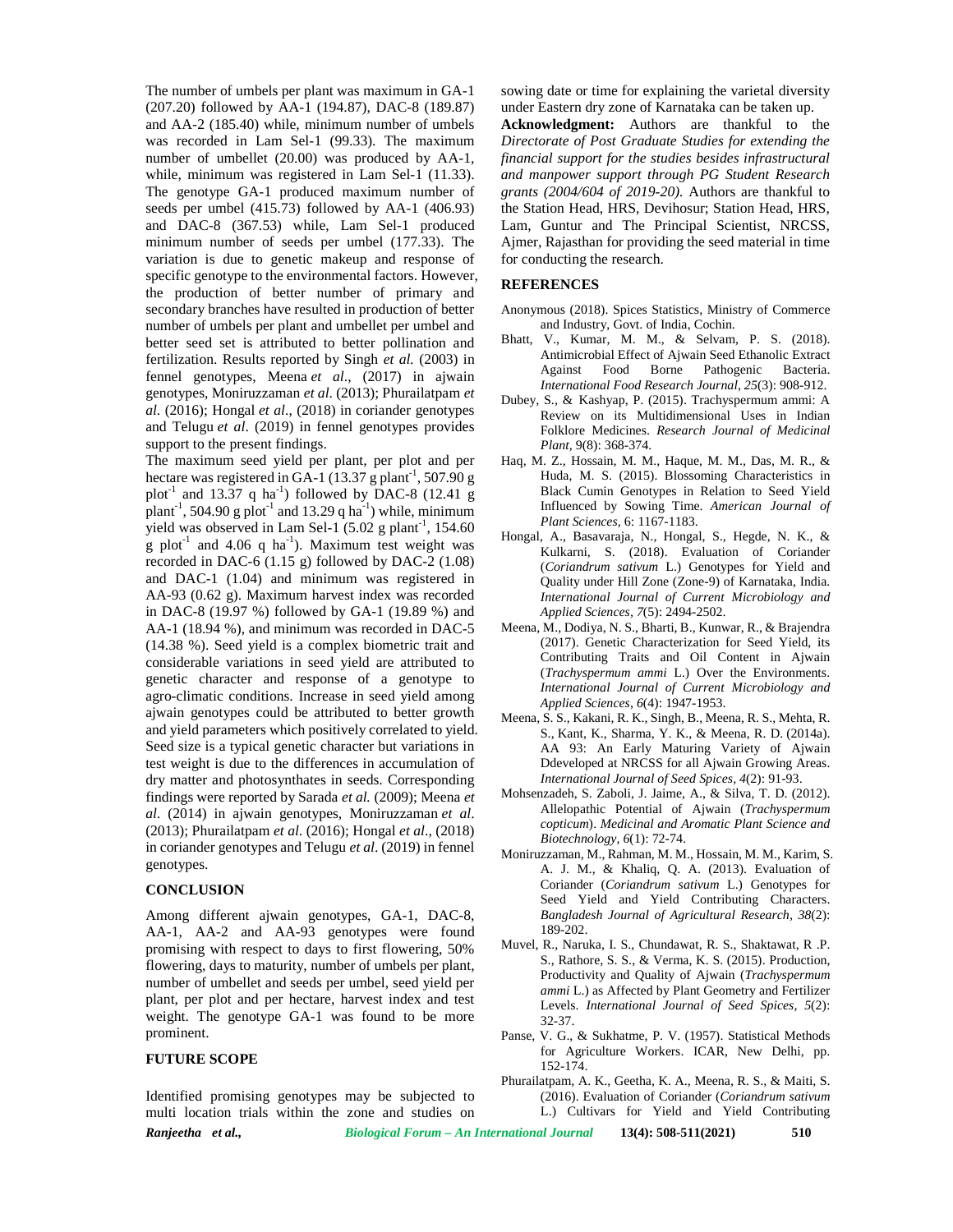The number of umbels per plant was maximum in GA-1 (207.20) followed by AA-1 (194.87), DAC-8 (189.87) and AA-2 (185.40) while, minimum number of umbels was recorded in Lam Sel-1 (99.33). The maximum number of umbellet (20.00) was produced by AA-1, while, minimum was registered in Lam Sel-1 (11.33). The genotype GA-1 produced maximum number of seeds per umbel (415.73) followed by AA-1 (406.93) and DAC-8 (367.53) while, Lam Sel-1 produced minimum number of seeds per umbel (177.33). The variation is due to genetic makeup and response of specific genotype to the environmental factors. However, the production of better number of primary and secondary branches have resulted in production of better number of umbels per plant and umbellet per umbel and better seed set is attributed to better pollination and fertilization. Results reported by Singh *et al.* (2003) in fennel genotypes, Meena *et al*., (2017) in ajwain genotypes, Moniruzzaman *et al*. (2013); Phurailatpam *et al*. (2016); Hongal *et al*., (2018) in coriander genotypes and Telugu *et al*. (2019) in fennel genotypes provides support to the present findings.

The maximum seed yield per plant, per plot and per hectare was registered in GA-1 (13.37 g plant$^{-1}$, 507.90 g plot$^{-1}$ and 13.37 q ha$^{-1}$) followed by DAC-8 (12.41 g plant$^{-1}$, 504.90 g plot$^{-1}$ and 13.29 q ha$^{-1}$) while, minimum yield was observed in Lam Sel-1 (5.02 g plant$^{-1}$, 154.60 g plot$^{-1}$ and 4.06 q ha$^{-1}$). Maximum test weight was recorded in DAC-6 (1.15 g) followed by DAC-2 (1.08) and DAC-1 (1.04) and minimum was registered in AA-93 (0.62 g). Maximum harvest index was recorded in DAC-8 (19.97 %) followed by GA-1 (19.89 %) and AA-1 (18.94 %), and minimum was recorded in DAC-5 (14.38 %). Seed yield is a complex biometric trait and considerable variations in seed yield are attributed to genetic character and response of a genotype to agro-climatic conditions. Increase in seed yield among ajwain genotypes could be attributed to better growth and yield parameters which positively correlated to yield. Seed size is a typical genetic character but variations in test weight is due to the differences in accumulation of dry matter and photosynthates in seeds. Corresponding findings were reported by Sarada *et al.* (2009); Meena *et al*. (2014) in ajwain genotypes, Moniruzzaman *et al*. (2013); Phurailatpam *et al*. (2016); Hongal *et al*., (2018) in coriander genotypes and Telugu *et al*. (2019) in fennel genotypes.

## CONCLUSION

Among different ajwain genotypes, GA-1, DAC-8, AA-1, AA-2 and AA-93 genotypes were found promising with respect to days to first flowering, 50% flowering, days to maturity, number of umbels per plant, number of umbellet and seeds per umbel, seed yield per plant, per plot and per hectare, harvest index and test weight. The genotype GA-1 was found to be more prominent.

## FUTURE SCOPE

Identified promising genotypes may be subjected to multi location trials within the zone and studies on sowing date or time for explaining the varietal diversity under Eastern dry zone of Karnataka can be taken up.

**Acknowledgment:** Authors are thankful to the *Directorate of Post Graduate Studies for extending the financial support for the studies besides infrastructural and manpower support through PG Student Research grants (2004/604 of 2019-20).* Authors are thankful to the Station Head, HRS, Devihosur; Station Head, HRS, Lam, Guntur and The Principal Scientist, NRCSS, Ajmer, Rajasthan for providing the seed material in time for conducting the research.

## REFERENCES

Anonymous (2018). Spices Statistics, Ministry of Commerce and Industry, Govt. of India, Cochin.

Bhatt, V., Kumar, M. M., & Selvam, P. S. (2018). Antimicrobial Effect of Ajwain Seed Ethanolic Extract Against Food Borne Pathogenic Bacteria. *International Food Research Journal*, *25*(3): 908-912.

Dubey, S., & Kashyap, P. (2015). Trachyspermum ammi: A Review on its Multidimensional Uses in Indian Folklore Medicines. *Research Journal of Medicinal Plant,* 9(8): 368-374.

Haq, M. Z., Hossain, M. M., Haque, M. M., Das, M. R., & Huda, M. S. (2015). Blossoming Characteristics in Black Cumin Genotypes in Relation to Seed Yield Influenced by Sowing Time. *American Journal of Plant Sciences,* 6: 1167-1183.

Hongal, A., Basavaraja, N., Hongal, S., Hegde, N. K., & Kulkarni, S. (2018). Evaluation of Coriander (*Coriandrum sativum* L.) Genotypes for Yield and Quality under Hill Zone (Zone-9) of Karnataka, India. *International Journal of Current Microbiology and Applied Sciences*, *7*(5): 2494-2502.

Meena, M., Dodiya, N. S., Bharti, B., Kunwar, R., & Brajendra (2017). Genetic Characterization for Seed Yield, its Contributing Traits and Oil Content in Ajwain (*Trachyspermum ammi* L.) Over the Environments. *International Journal of Current Microbiology and Applied Sciences*, *6*(4): 1947-1953.

Meena, S. S., Kakani, R. K., Singh, B., Meena, R. S., Mehta, R. S., Kant, K., Sharma, Y. K., & Meena, R. D. (2014a). AA 93: An Early Maturing Variety of Ajwain Ddeveloped at NRCSS for all Ajwain Growing Areas. *International Journal of Seed Spices*, *4*(2): 91-93.

Mohsenzadeh, S. Zaboli, J. Jaime, A., & Silva, T. D. (2012). Allelopathic Potential of Ajwain (*Trachyspermum copticum*). *Medicinal and Aromatic Plant Science and Biotechnology, 6*(1): 72-74.

Moniruzzaman, M., Rahman, M. M., Hossain, M. M., Karim, S. A. J. M., & Khaliq, Q. A. (2013). Evaluation of Coriander (*Coriandrum sativum* L.) Genotypes for Seed Yield and Yield Contributing Characters. *Bangladesh Journal of Agricultural Research*, *38*(2): 189-202.

Muvel, R., Naruka, I. S., Chundawat, R. S., Shaktawat, R .P. S., Rathore, S. S., & Verma, K. S. (2015). Production, Productivity and Quality of Ajwain (*Trachyspermum ammi* L.) as Affected by Plant Geometry and Fertilizer Levels. *International Journal of Seed Spices, 5*(2): 32-37.

Panse, V. G., & Sukhatme, P. V. (1957). Statistical Methods for Agriculture Workers. ICAR, New Delhi, pp. 152-174.

Phurailatpam, A. K., Geetha, K. A., Meena, R. S., & Maiti, S. (2016). Evaluation of Coriander (*Coriandrum sativum* L.) Cultivars for Yield and Yield Contributing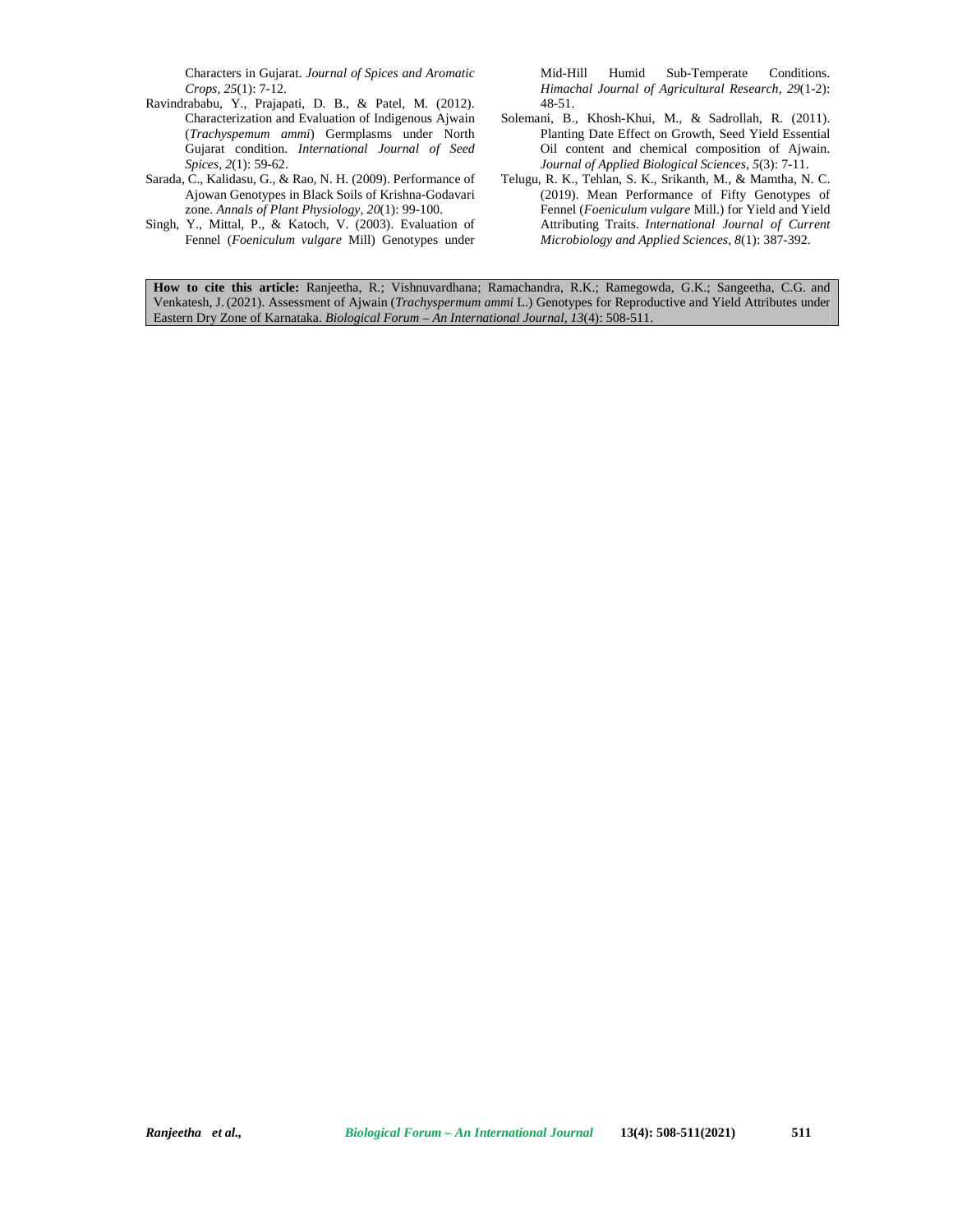Characters in Gujarat. *Journal of Spices and Aromatic Crops, 25*(1): 7-12.

Ravindrababu, Y., Prajapati, D. B., & Patel, M. (2012). Characterization and Evaluation of Indigenous Ajwain (*Trachyspemum ammi*) Germplasms under North Gujarat condition. *International Journal of Seed Spices, 2*(1): 59-62.

Sarada, C., Kalidasu, G., & Rao, N. H. (2009). Performance of Ajowan Genotypes in Black Soils of Krishna-Godavari zone. *Annals of Plant Physiology, 20*(1): 99-100.

Singh, Y., Mittal, P., & Katoch, V. (2003). Evaluation of Fennel (*Foeniculum vulgare* Mill) Genotypes under Mid-Hill Humid Sub-Temperate Conditions. *Himachal Journal of Agricultural Research, 29*(1-2): 48-51.

Solemani, B., Khosh-Khui, M., & Sadrollah, R. (2011). Planting Date Effect on Growth, Seed Yield Essential Oil content and chemical composition of Ajwain. *Journal of Applied Biological Sciences, 5*(3): 7-11.

Telugu, R. K., Tehlan, S. K., Srikanth, M., & Mamtha, N. C. (2019). Mean Performance of Fifty Genotypes of Fennel (*Foeniculum vulgare* Mill.) for Yield and Yield Attributing Traits. *International Journal of Current Microbiology and Applied Sciences, 8*(1): 387-392.

**How to cite this article:** Ranjeetha, R.; Vishnuvardhana; Ramachandra, R.K.; Ramegowda, G.K.; Sangeetha, C.G. and Venkatesh, J. (2021). Assessment of Ajwain (*Trachyspermum ammi* L.) Genotypes for Reproductive and Yield Attributes under Eastern Dry Zone of Karnataka. *Biological Forum – An International Journal, 13*(4): 508-511.